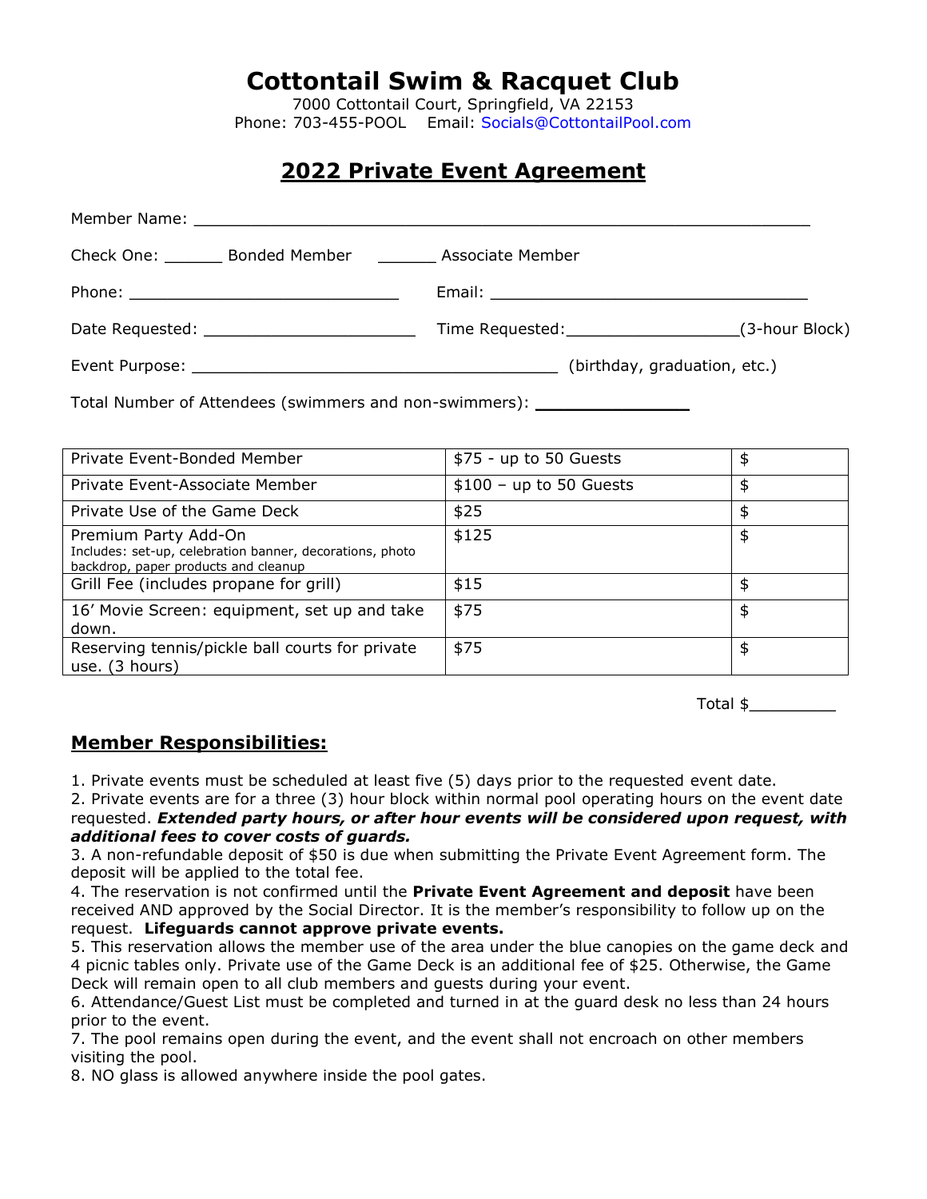# Cottontail Swim & Racquet Club

7000 Cottontail Court, Springfield, VA 22153
Phone: 703-455-POOL Email: Socials@CottontailPool.com

## 2022 Private Event Agreement

Member Name: ___________________________________________________________

Check One: ______ Bonded Member ______ Associate Member

Phone: ____________________________ Email: _________________________________

Date Requested: ______________________ Time Requested:_________________(3-hour Block)

Event Purpose: ______________________________________ (birthday, graduation, etc.)

Total Number of Attendees (swimmers and non-swimmers): _______________

| | | |
|---|---|---|
| Private Event-Bonded Member | $75 - up to 50 Guests | $ |
| Private Event-Associate Member | $100 – up to 50 Guests | $ |
| Private Use of the Game Deck | $25 | $ |
| Premium Party Add-On<br>Includes: set-up, celebration banner, decorations, photo backdrop, paper products and cleanup | $125 | $ |
| Grill Fee (includes propane for grill) | $15 | $ |
| 16' Movie Screen: equipment, set up and take down. | $75 | $ |
| Reserving tennis/pickle ball courts for private use. (3 hours) | $75 | $ |

Total $_________

### Member Responsibilities:

1. Private events must be scheduled at least five (5) days prior to the requested event date.
2. Private events are for a three (3) hour block within normal pool operating hours on the event date requested. ***Extended party hours, or after hour events will be considered upon request, with additional fees to cover costs of guards.***
3. A non-refundable deposit of $50 is due when submitting the Private Event Agreement form. The deposit will be applied to the total fee.
4. The reservation is not confirmed until the **Private Event Agreement and deposit** have been received AND approved by the Social Director. It is the member's responsibility to follow up on the request. **Lifeguards cannot approve private events.**
5. This reservation allows the member use of the area under the blue canopies on the game deck and 4 picnic tables only. Private use of the Game Deck is an additional fee of $25. Otherwise, the Game Deck will remain open to all club members and guests during your event.
6. Attendance/Guest List must be completed and turned in at the guard desk no less than 24 hours prior to the event.
7. The pool remains open during the event, and the event shall not encroach on other members visiting the pool.
8. NO glass is allowed anywhere inside the pool gates.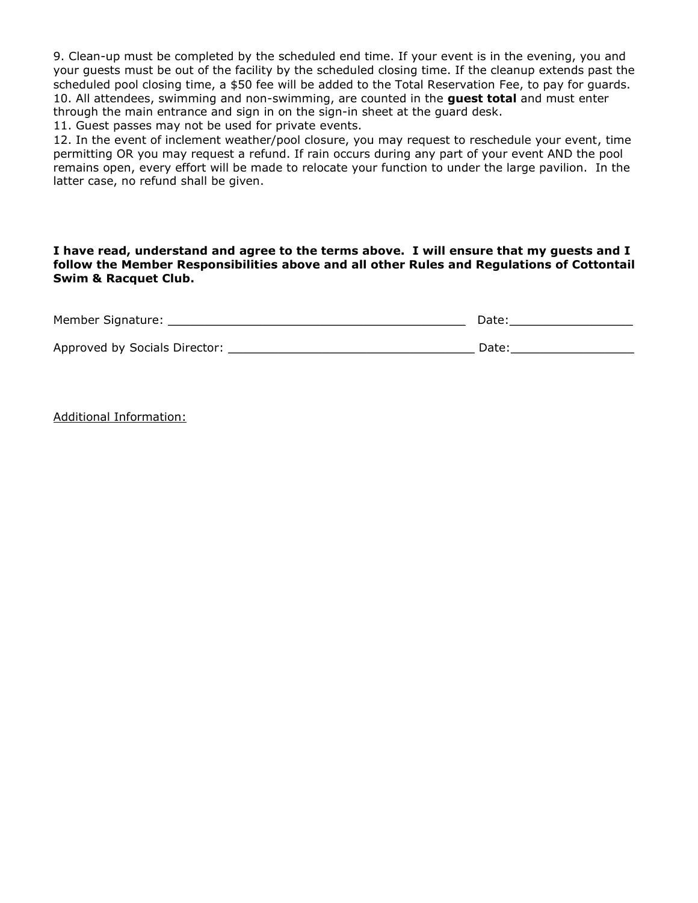9. Clean-up must be completed by the scheduled end time. If your event is in the evening, you and your guests must be out of the facility by the scheduled closing time. If the cleanup extends past the scheduled pool closing time, a $50 fee will be added to the Total Reservation Fee, to pay for guards.
10. All attendees, swimming and non-swimming, are counted in the **guest total** and must enter through the main entrance and sign in on the sign-in sheet at the guard desk.
11. Guest passes may not be used for private events.
12. In the event of inclement weather/pool closure, you may request to reschedule your event, time permitting OR you may request a refund. If rain occurs during any part of your event AND the pool remains open, every effort will be made to relocate your function to under the large pavilion. In the latter case, no refund shall be given.

**I have read, understand and agree to the terms above. I will ensure that my guests and I follow the Member Responsibilities above and all other Rules and Regulations of Cottontail Swim & Racquet Club.**

Member Signature: ________________________________________ Date:________________

Approved by Socials Director: _________________________________ Date:________________

Additional Information: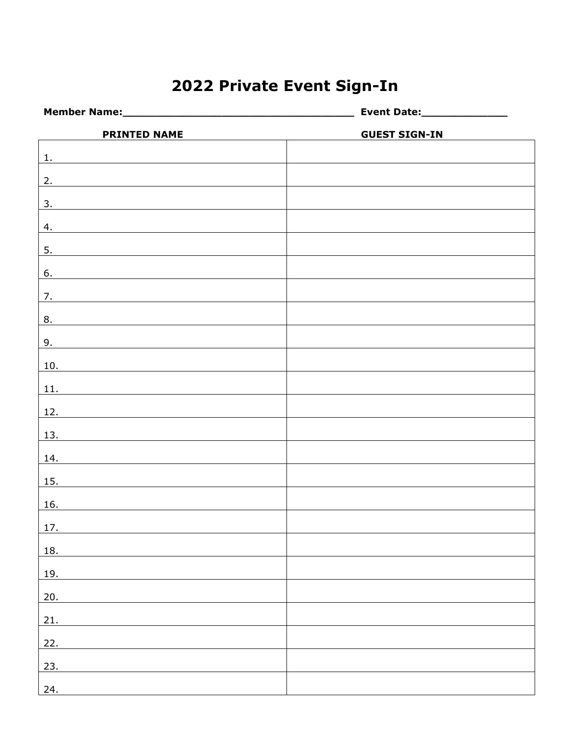# 2022 Private Event Sign-In

**Member Name:**___________________________________ **Event Date:**_____________

| PRINTED NAME | GUEST SIGN-IN |
|---|---|
| 1. | |
| 2. | |
| 3. | |
| 4. | |
| 5. | |
| 6. | |
| 7. | |
| 8. | |
| 9. | |
| 10. | |
| 11. | |
| 12. | |
| 13. | |
| 14. | |
| 15. | |
| 16. | |
| 17. | |
| 18. | |
| 19. | |
| 20. | |
| 21. | |
| 22. | |
| 23. | |
| 24. | |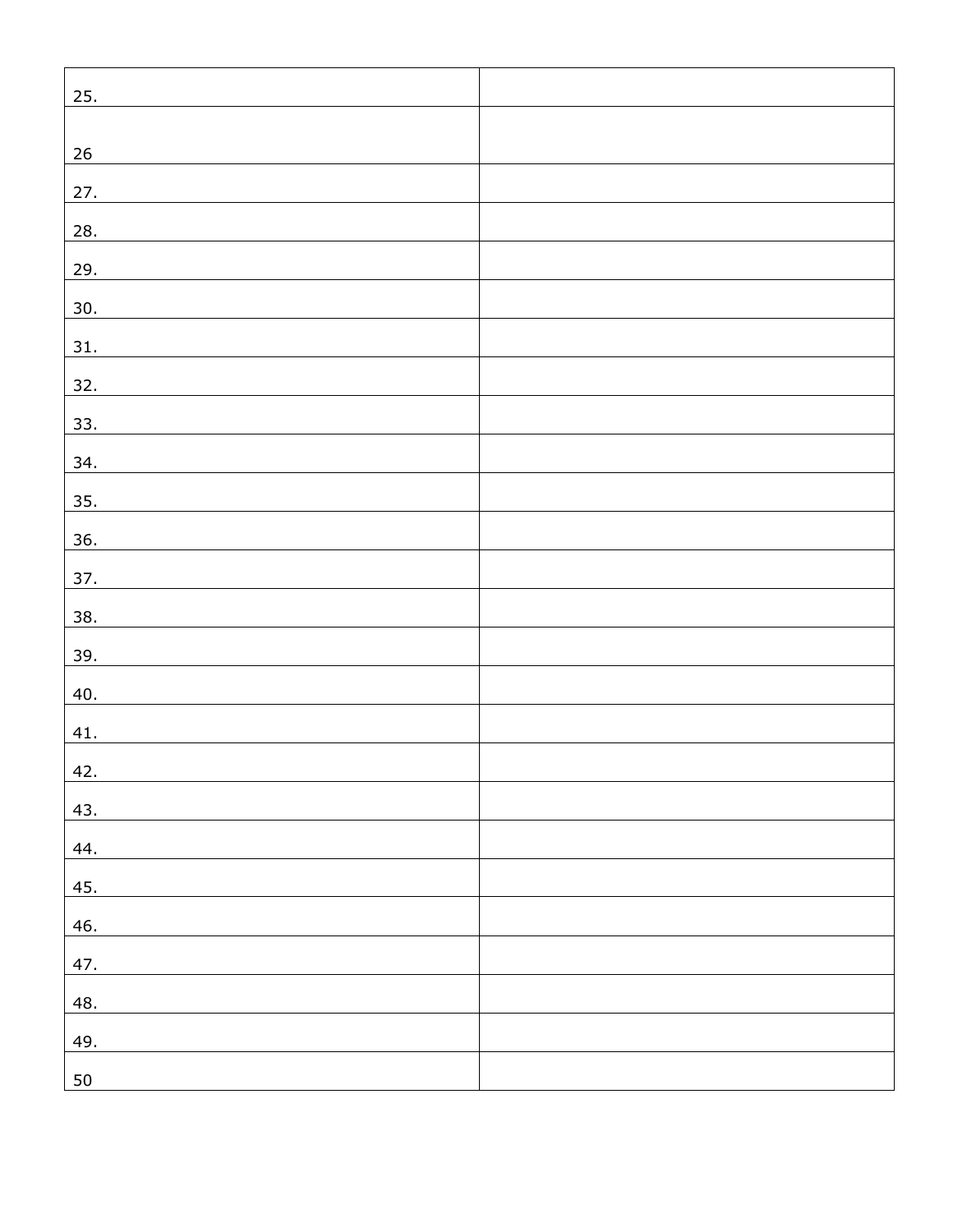| | |
|---|---|
| 25. | |
| 26 | |
| 27. | |
| 28. | |
| 29. | |
| 30. | |
| 31. | |
| 32. | |
| 33. | |
| 34. | |
| 35. | |
| 36. | |
| 37. | |
| 38. | |
| 39. | |
| 40. | |
| 41. | |
| 42. | |
| 43. | |
| 44. | |
| 45. | |
| 46. | |
| 47. | |
| 48. | |
| 49. | |
| 50 | |